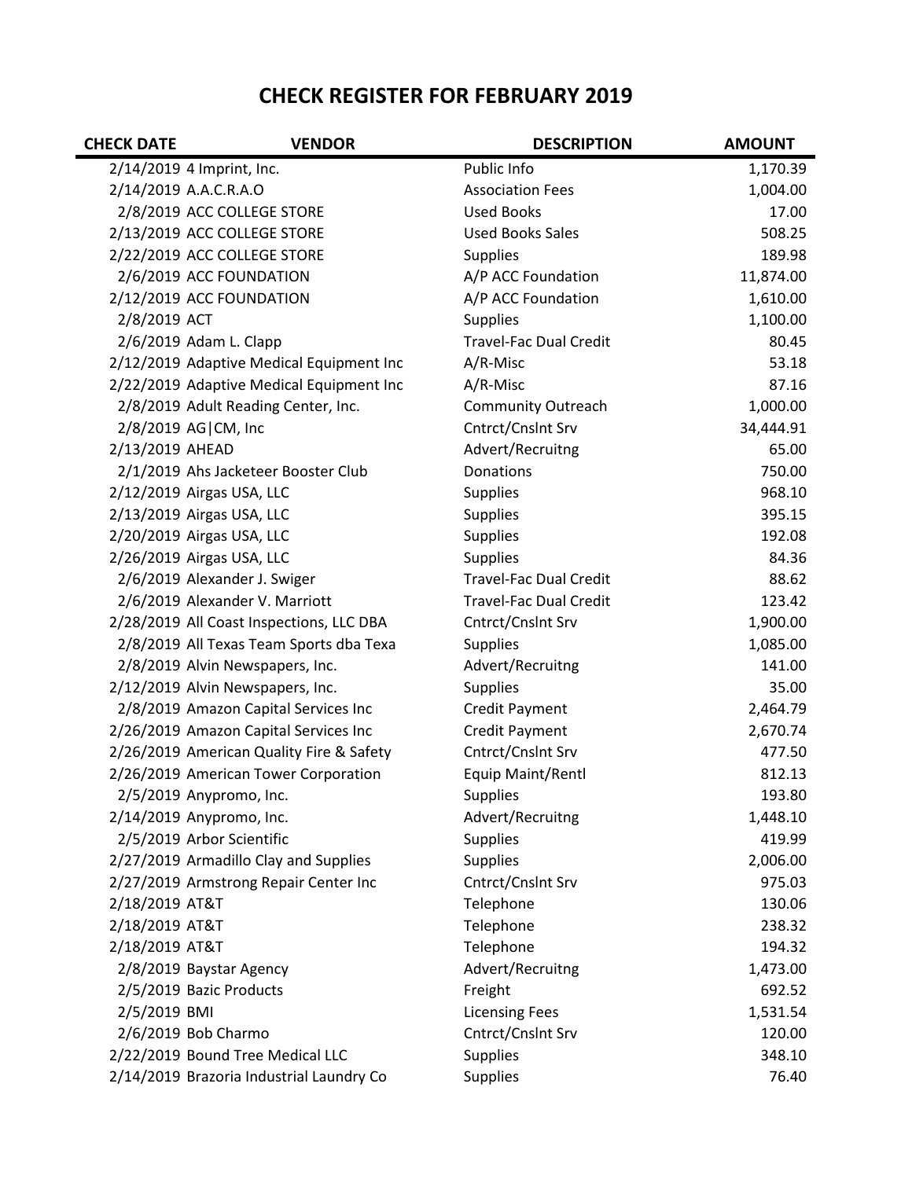# CHECK REGISTER FOR FEBRUARY 2019

| CHECK DATE | VENDOR | DESCRIPTION | AMOUNT |
|---|---|---|---|
| 2/14/2019 | 4 Imprint, Inc. | Public Info | 1,170.39 |
| 2/14/2019 | A.A.C.R.A.O | Association Fees | 1,004.00 |
| 2/8/2019 | ACC COLLEGE STORE | Used Books | 17.00 |
| 2/13/2019 | ACC COLLEGE STORE | Used Books Sales | 508.25 |
| 2/22/2019 | ACC COLLEGE STORE | Supplies | 189.98 |
| 2/6/2019 | ACC FOUNDATION | A/P ACC Foundation | 11,874.00 |
| 2/12/2019 | ACC FOUNDATION | A/P ACC Foundation | 1,610.00 |
| 2/8/2019 | ACT | Supplies | 1,100.00 |
| 2/6/2019 | Adam L. Clapp | Travel-Fac Dual Credit | 80.45 |
| 2/12/2019 | Adaptive Medical Equipment Inc | A/R-Misc | 53.18 |
| 2/22/2019 | Adaptive Medical Equipment Inc | A/R-Misc | 87.16 |
| 2/8/2019 | Adult Reading Center, Inc. | Community Outreach | 1,000.00 |
| 2/8/2019 | AG\|CM, Inc | Cntrct/Cnslnt Srv | 34,444.91 |
| 2/13/2019 | AHEAD | Advert/Recruitng | 65.00 |
| 2/1/2019 | Ahs Jacketeer Booster Club | Donations | 750.00 |
| 2/12/2019 | Airgas USA, LLC | Supplies | 968.10 |
| 2/13/2019 | Airgas USA, LLC | Supplies | 395.15 |
| 2/20/2019 | Airgas USA, LLC | Supplies | 192.08 |
| 2/26/2019 | Airgas USA, LLC | Supplies | 84.36 |
| 2/6/2019 | Alexander J. Swiger | Travel-Fac Dual Credit | 88.62 |
| 2/6/2019 | Alexander V. Marriott | Travel-Fac Dual Credit | 123.42 |
| 2/28/2019 | All Coast Inspections, LLC DBA | Cntrct/Cnslnt Srv | 1,900.00 |
| 2/8/2019 | All Texas Team Sports dba Texa | Supplies | 1,085.00 |
| 2/8/2019 | Alvin Newspapers, Inc. | Advert/Recruitng | 141.00 |
| 2/12/2019 | Alvin Newspapers, Inc. | Supplies | 35.00 |
| 2/8/2019 | Amazon Capital Services Inc | Credit Payment | 2,464.79 |
| 2/26/2019 | Amazon Capital Services Inc | Credit Payment | 2,670.74 |
| 2/26/2019 | American Quality Fire & Safety | Cntrct/Cnslnt Srv | 477.50 |
| 2/26/2019 | American Tower Corporation | Equip Maint/Rentl | 812.13 |
| 2/5/2019 | Anypromo, Inc. | Supplies | 193.80 |
| 2/14/2019 | Anypromo, Inc. | Advert/Recruitng | 1,448.10 |
| 2/5/2019 | Arbor Scientific | Supplies | 419.99 |
| 2/27/2019 | Armadillo Clay and Supplies | Supplies | 2,006.00 |
| 2/27/2019 | Armstrong Repair Center Inc | Cntrct/Cnslnt Srv | 975.03 |
| 2/18/2019 | AT&T | Telephone | 130.06 |
| 2/18/2019 | AT&T | Telephone | 238.32 |
| 2/18/2019 | AT&T | Telephone | 194.32 |
| 2/8/2019 | Baystar Agency | Advert/Recruitng | 1,473.00 |
| 2/5/2019 | Bazic Products | Freight | 692.52 |
| 2/5/2019 | BMI | Licensing Fees | 1,531.54 |
| 2/6/2019 | Bob Charmo | Cntrct/Cnslnt Srv | 120.00 |
| 2/22/2019 | Bound Tree Medical LLC | Supplies | 348.10 |
| 2/14/2019 | Brazoria Industrial Laundry Co | Supplies | 76.40 |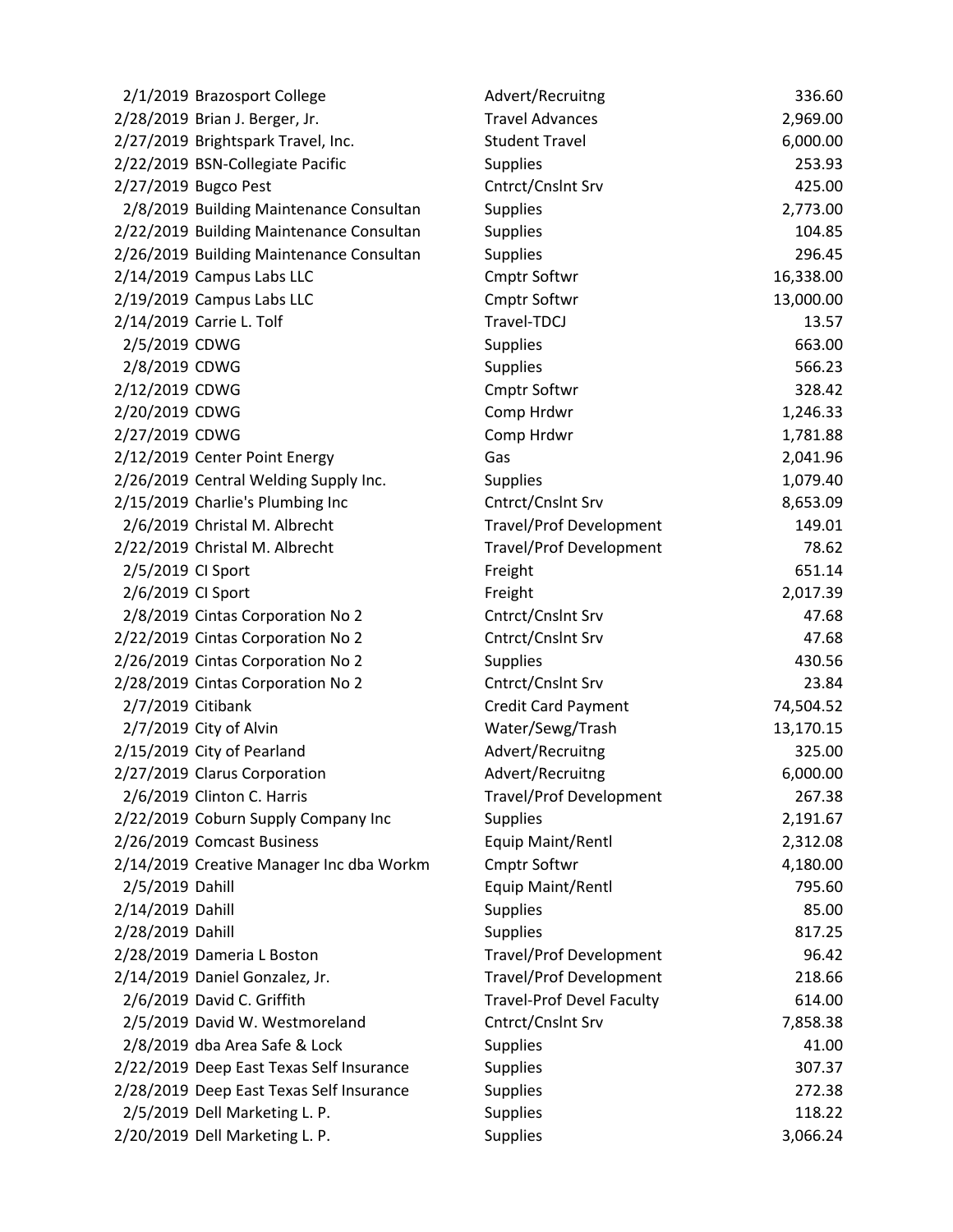| | | | |
|---|---|---|---|
| 2/1/2019 | Brazosport College | Advert/Recruitng | 336.60 |
| 2/28/2019 | Brian J. Berger, Jr. | Travel Advances | 2,969.00 |
| 2/27/2019 | Brightspark Travel, Inc. | Student Travel | 6,000.00 |
| 2/22/2019 | BSN-Collegiate Pacific | Supplies | 253.93 |
| 2/27/2019 | Bugco Pest | Cntrct/Cnslnt Srv | 425.00 |
| 2/8/2019 | Building Maintenance Consultan | Supplies | 2,773.00 |
| 2/22/2019 | Building Maintenance Consultan | Supplies | 104.85 |
| 2/26/2019 | Building Maintenance Consultan | Supplies | 296.45 |
| 2/14/2019 | Campus Labs LLC | Cmptr Softwr | 16,338.00 |
| 2/19/2019 | Campus Labs LLC | Cmptr Softwr | 13,000.00 |
| 2/14/2019 | Carrie L. Tolf | Travel-TDCJ | 13.57 |
| 2/5/2019 | CDWG | Supplies | 663.00 |
| 2/8/2019 | CDWG | Supplies | 566.23 |
| 2/12/2019 | CDWG | Cmptr Softwr | 328.42 |
| 2/20/2019 | CDWG | Comp Hrdwr | 1,246.33 |
| 2/27/2019 | CDWG | Comp Hrdwr | 1,781.88 |
| 2/12/2019 | Center Point Energy | Gas | 2,041.96 |
| 2/26/2019 | Central Welding Supply Inc. | Supplies | 1,079.40 |
| 2/15/2019 | Charlie's Plumbing Inc | Cntrct/Cnslnt Srv | 8,653.09 |
| 2/6/2019 | Christal M. Albrecht | Travel/Prof Development | 149.01 |
| 2/22/2019 | Christal M. Albrecht | Travel/Prof Development | 78.62 |
| 2/5/2019 | CI Sport | Freight | 651.14 |
| 2/6/2019 | CI Sport | Freight | 2,017.39 |
| 2/8/2019 | Cintas Corporation No 2 | Cntrct/Cnslnt Srv | 47.68 |
| 2/22/2019 | Cintas Corporation No 2 | Cntrct/Cnslnt Srv | 47.68 |
| 2/26/2019 | Cintas Corporation No 2 | Supplies | 430.56 |
| 2/28/2019 | Cintas Corporation No 2 | Cntrct/Cnslnt Srv | 23.84 |
| 2/7/2019 | Citibank | Credit Card Payment | 74,504.52 |
| 2/7/2019 | City of Alvin | Water/Sewg/Trash | 13,170.15 |
| 2/15/2019 | City of Pearland | Advert/Recruitng | 325.00 |
| 2/27/2019 | Clarus Corporation | Advert/Recruitng | 6,000.00 |
| 2/6/2019 | Clinton C. Harris | Travel/Prof Development | 267.38 |
| 2/22/2019 | Coburn Supply Company Inc | Supplies | 2,191.67 |
| 2/26/2019 | Comcast Business | Equip Maint/Rentl | 2,312.08 |
| 2/14/2019 | Creative Manager Inc dba Workm | Cmptr Softwr | 4,180.00 |
| 2/5/2019 | Dahill | Equip Maint/Rentl | 795.60 |
| 2/14/2019 | Dahill | Supplies | 85.00 |
| 2/28/2019 | Dahill | Supplies | 817.25 |
| 2/28/2019 | Dameria L Boston | Travel/Prof Development | 96.42 |
| 2/14/2019 | Daniel Gonzalez, Jr. | Travel/Prof Development | 218.66 |
| 2/6/2019 | David C. Griffith | Travel-Prof Devel Faculty | 614.00 |
| 2/5/2019 | David W. Westmoreland | Cntrct/Cnslnt Srv | 7,858.38 |
| 2/8/2019 | dba Area Safe & Lock | Supplies | 41.00 |
| 2/22/2019 | Deep East Texas Self Insurance | Supplies | 307.37 |
| 2/28/2019 | Deep East Texas Self Insurance | Supplies | 272.38 |
| 2/5/2019 | Dell Marketing L. P. | Supplies | 118.22 |
| 2/20/2019 | Dell Marketing L. P. | Supplies | 3,066.24 |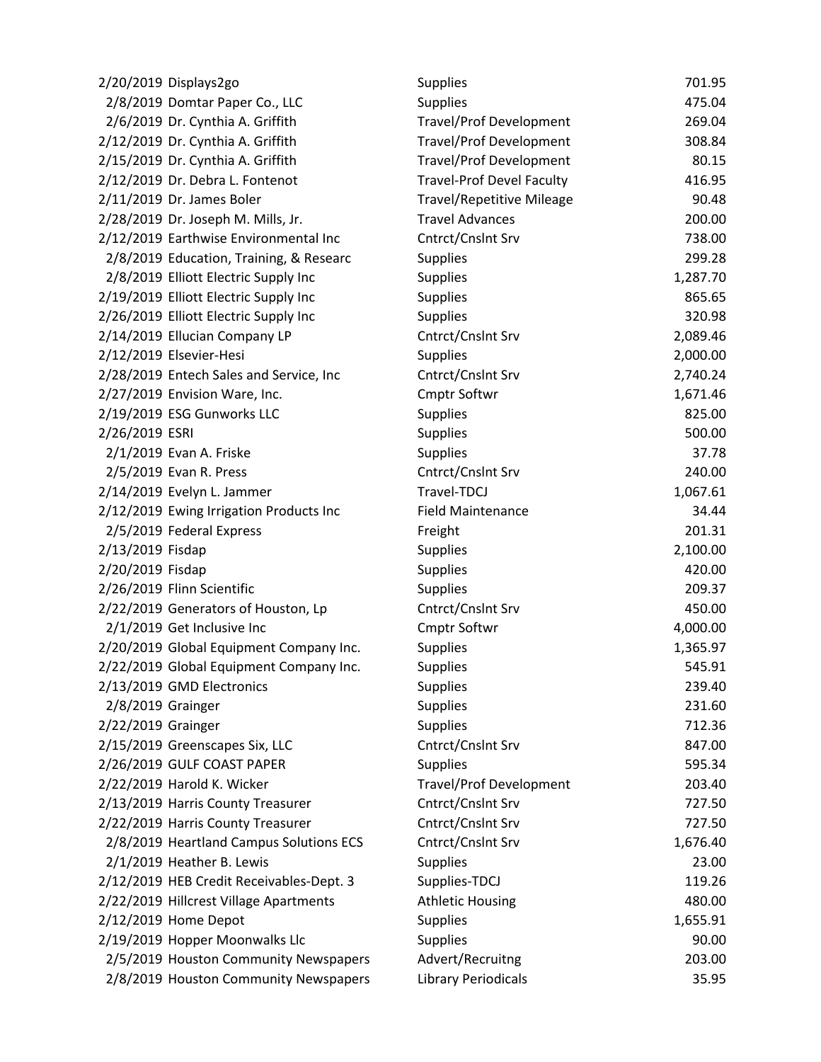| | | | |
|---|---|---|---|
| 2/20/2019 | Displays2go | Supplies | 701.95 |
| 2/8/2019 | Domtar Paper Co., LLC | Supplies | 475.04 |
| 2/6/2019 | Dr. Cynthia A. Griffith | Travel/Prof Development | 269.04 |
| 2/12/2019 | Dr. Cynthia A. Griffith | Travel/Prof Development | 308.84 |
| 2/15/2019 | Dr. Cynthia A. Griffith | Travel/Prof Development | 80.15 |
| 2/12/2019 | Dr. Debra L. Fontenot | Travel-Prof Devel Faculty | 416.95 |
| 2/11/2019 | Dr. James Boler | Travel/Repetitive Mileage | 90.48 |
| 2/28/2019 | Dr. Joseph M. Mills, Jr. | Travel Advances | 200.00 |
| 2/12/2019 | Earthwise Environmental Inc | Cntrct/Cnslnt Srv | 738.00 |
| 2/8/2019 | Education, Training, & Researc | Supplies | 299.28 |
| 2/8/2019 | Elliott Electric Supply Inc | Supplies | 1,287.70 |
| 2/19/2019 | Elliott Electric Supply Inc | Supplies | 865.65 |
| 2/26/2019 | Elliott Electric Supply Inc | Supplies | 320.98 |
| 2/14/2019 | Ellucian Company LP | Cntrct/Cnslnt Srv | 2,089.46 |
| 2/12/2019 | Elsevier-Hesi | Supplies | 2,000.00 |
| 2/28/2019 | Entech Sales and Service, Inc | Cntrct/Cnslnt Srv | 2,740.24 |
| 2/27/2019 | Envision Ware, Inc. | Cmptr Softwr | 1,671.46 |
| 2/19/2019 | ESG Gunworks LLC | Supplies | 825.00 |
| 2/26/2019 | ESRI | Supplies | 500.00 |
| 2/1/2019 | Evan A. Friske | Supplies | 37.78 |
| 2/5/2019 | Evan R. Press | Cntrct/Cnslnt Srv | 240.00 |
| 2/14/2019 | Evelyn L. Jammer | Travel-TDCJ | 1,067.61 |
| 2/12/2019 | Ewing Irrigation Products Inc | Field Maintenance | 34.44 |
| 2/5/2019 | Federal Express | Freight | 201.31 |
| 2/13/2019 | Fisdap | Supplies | 2,100.00 |
| 2/20/2019 | Fisdap | Supplies | 420.00 |
| 2/26/2019 | Flinn Scientific | Supplies | 209.37 |
| 2/22/2019 | Generators of Houston, Lp | Cntrct/Cnslnt Srv | 450.00 |
| 2/1/2019 | Get Inclusive Inc | Cmptr Softwr | 4,000.00 |
| 2/20/2019 | Global Equipment Company Inc. | Supplies | 1,365.97 |
| 2/22/2019 | Global Equipment Company Inc. | Supplies | 545.91 |
| 2/13/2019 | GMD Electronics | Supplies | 239.40 |
| 2/8/2019 | Grainger | Supplies | 231.60 |
| 2/22/2019 | Grainger | Supplies | 712.36 |
| 2/15/2019 | Greenscapes Six, LLC | Cntrct/Cnslnt Srv | 847.00 |
| 2/26/2019 | GULF COAST PAPER | Supplies | 595.34 |
| 2/22/2019 | Harold K. Wicker | Travel/Prof Development | 203.40 |
| 2/13/2019 | Harris County Treasurer | Cntrct/Cnslnt Srv | 727.50 |
| 2/22/2019 | Harris County Treasurer | Cntrct/Cnslnt Srv | 727.50 |
| 2/8/2019 | Heartland Campus Solutions ECS | Cntrct/Cnslnt Srv | 1,676.40 |
| 2/1/2019 | Heather B. Lewis | Supplies | 23.00 |
| 2/12/2019 | HEB Credit Receivables-Dept. 3 | Supplies-TDCJ | 119.26 |
| 2/22/2019 | Hillcrest Village Apartments | Athletic Housing | 480.00 |
| 2/12/2019 | Home Depot | Supplies | 1,655.91 |
| 2/19/2019 | Hopper Moonwalks Llc | Supplies | 90.00 |
| 2/5/2019 | Houston Community Newspapers | Advert/Recruitng | 203.00 |
| 2/8/2019 | Houston Community Newspapers | Library Periodicals | 35.95 |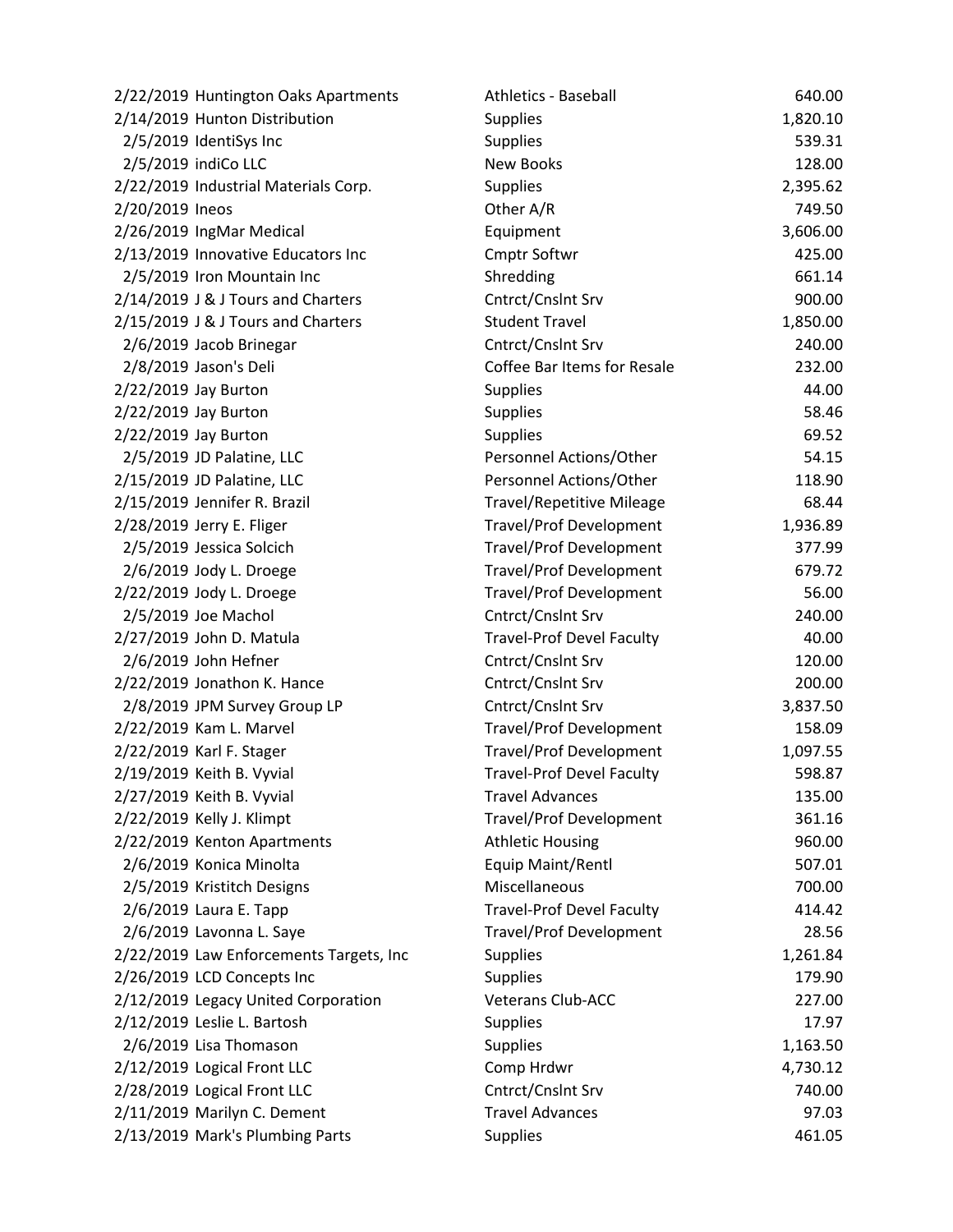| | | | |
|---|---|---|---|
| 2/22/2019 | Huntington Oaks Apartments | Athletics - Baseball | 640.00 |
| 2/14/2019 | Hunton Distribution | Supplies | 1,820.10 |
| 2/5/2019 | IdentiSys Inc | Supplies | 539.31 |
| 2/5/2019 | indiCo LLC | New Books | 128.00 |
| 2/22/2019 | Industrial Materials Corp. | Supplies | 2,395.62 |
| 2/20/2019 | Ineos | Other A/R | 749.50 |
| 2/26/2019 | IngMar Medical | Equipment | 3,606.00 |
| 2/13/2019 | Innovative Educators Inc | Cmptr Softwr | 425.00 |
| 2/5/2019 | Iron Mountain Inc | Shredding | 661.14 |
| 2/14/2019 | J & J Tours and Charters | Cntrct/Cnslnt Srv | 900.00 |
| 2/15/2019 | J & J Tours and Charters | Student Travel | 1,850.00 |
| 2/6/2019 | Jacob Brinegar | Cntrct/Cnslnt Srv | 240.00 |
| 2/8/2019 | Jason's Deli | Coffee Bar Items for Resale | 232.00 |
| 2/22/2019 | Jay Burton | Supplies | 44.00 |
| 2/22/2019 | Jay Burton | Supplies | 58.46 |
| 2/22/2019 | Jay Burton | Supplies | 69.52 |
| 2/5/2019 | JD Palatine, LLC | Personnel Actions/Other | 54.15 |
| 2/15/2019 | JD Palatine, LLC | Personnel Actions/Other | 118.90 |
| 2/15/2019 | Jennifer R. Brazil | Travel/Repetitive Mileage | 68.44 |
| 2/28/2019 | Jerry E. Fliger | Travel/Prof Development | 1,936.89 |
| 2/5/2019 | Jessica Solcich | Travel/Prof Development | 377.99 |
| 2/6/2019 | Jody L. Droege | Travel/Prof Development | 679.72 |
| 2/22/2019 | Jody L. Droege | Travel/Prof Development | 56.00 |
| 2/5/2019 | Joe Machol | Cntrct/Cnslnt Srv | 240.00 |
| 2/27/2019 | John D. Matula | Travel-Prof Devel Faculty | 40.00 |
| 2/6/2019 | John Hefner | Cntrct/Cnslnt Srv | 120.00 |
| 2/22/2019 | Jonathon K. Hance | Cntrct/Cnslnt Srv | 200.00 |
| 2/8/2019 | JPM Survey Group LP | Cntrct/Cnslnt Srv | 3,837.50 |
| 2/22/2019 | Kam L. Marvel | Travel/Prof Development | 158.09 |
| 2/22/2019 | Karl F. Stager | Travel/Prof Development | 1,097.55 |
| 2/19/2019 | Keith B. Vyvial | Travel-Prof Devel Faculty | 598.87 |
| 2/27/2019 | Keith B. Vyvial | Travel Advances | 135.00 |
| 2/22/2019 | Kelly J. Klimpt | Travel/Prof Development | 361.16 |
| 2/22/2019 | Kenton Apartments | Athletic Housing | 960.00 |
| 2/6/2019 | Konica Minolta | Equip Maint/Rentl | 507.01 |
| 2/5/2019 | Kristitch Designs | Miscellaneous | 700.00 |
| 2/6/2019 | Laura E. Tapp | Travel-Prof Devel Faculty | 414.42 |
| 2/6/2019 | Lavonna L. Saye | Travel/Prof Development | 28.56 |
| 2/22/2019 | Law Enforcements Targets, Inc | Supplies | 1,261.84 |
| 2/26/2019 | LCD Concepts Inc | Supplies | 179.90 |
| 2/12/2019 | Legacy United Corporation | Veterans Club-ACC | 227.00 |
| 2/12/2019 | Leslie L. Bartosh | Supplies | 17.97 |
| 2/6/2019 | Lisa Thomason | Supplies | 1,163.50 |
| 2/12/2019 | Logical Front LLC | Comp Hrdwr | 4,730.12 |
| 2/28/2019 | Logical Front LLC | Cntrct/Cnslnt Srv | 740.00 |
| 2/11/2019 | Marilyn C. Dement | Travel Advances | 97.03 |
| 2/13/2019 | Mark's Plumbing Parts | Supplies | 461.05 |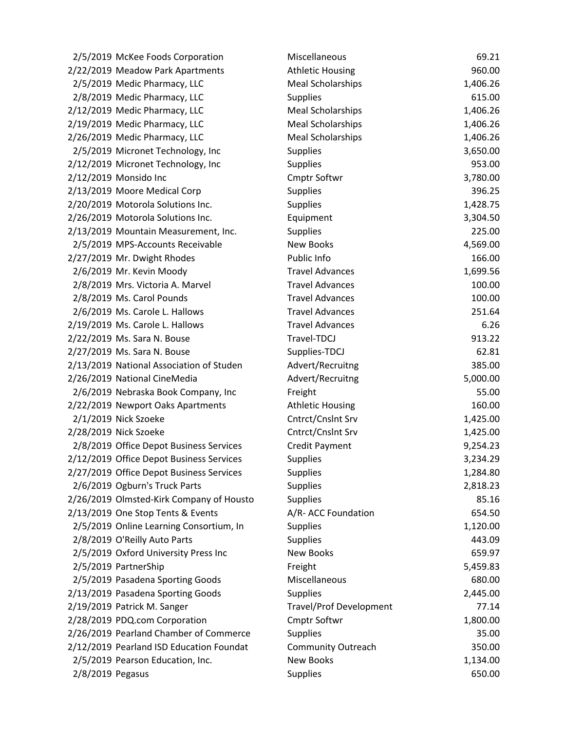| | | | |
|---|---|---|---|
| 2/5/2019 | McKee Foods Corporation | Miscellaneous | 69.21 |
| 2/22/2019 | Meadow Park Apartments | Athletic Housing | 960.00 |
| 2/5/2019 | Medic Pharmacy, LLC | Meal Scholarships | 1,406.26 |
| 2/8/2019 | Medic Pharmacy, LLC | Supplies | 615.00 |
| 2/12/2019 | Medic Pharmacy, LLC | Meal Scholarships | 1,406.26 |
| 2/19/2019 | Medic Pharmacy, LLC | Meal Scholarships | 1,406.26 |
| 2/26/2019 | Medic Pharmacy, LLC | Meal Scholarships | 1,406.26 |
| 2/5/2019 | Micronet Technology, Inc | Supplies | 3,650.00 |
| 2/12/2019 | Micronet Technology, Inc | Supplies | 953.00 |
| 2/12/2019 | Monsido Inc | Cmptr Softwr | 3,780.00 |
| 2/13/2019 | Moore Medical Corp | Supplies | 396.25 |
| 2/20/2019 | Motorola Solutions Inc. | Supplies | 1,428.75 |
| 2/26/2019 | Motorola Solutions Inc. | Equipment | 3,304.50 |
| 2/13/2019 | Mountain Measurement, Inc. | Supplies | 225.00 |
| 2/5/2019 | MPS-Accounts Receivable | New Books | 4,569.00 |
| 2/27/2019 | Mr. Dwight Rhodes | Public Info | 166.00 |
| 2/6/2019 | Mr. Kevin Moody | Travel Advances | 1,699.56 |
| 2/8/2019 | Mrs. Victoria A. Marvel | Travel Advances | 100.00 |
| 2/8/2019 | Ms. Carol Pounds | Travel Advances | 100.00 |
| 2/6/2019 | Ms. Carole L. Hallows | Travel Advances | 251.64 |
| 2/19/2019 | Ms. Carole L. Hallows | Travel Advances | 6.26 |
| 2/22/2019 | Ms. Sara N. Bouse | Travel-TDCJ | 913.22 |
| 2/27/2019 | Ms. Sara N. Bouse | Supplies-TDCJ | 62.81 |
| 2/13/2019 | National Association of Studen | Advert/Recruitng | 385.00 |
| 2/26/2019 | National CineMedia | Advert/Recruitng | 5,000.00 |
| 2/6/2019 | Nebraska Book Company, Inc | Freight | 55.00 |
| 2/22/2019 | Newport Oaks Apartments | Athletic Housing | 160.00 |
| 2/1/2019 | Nick Szoeke | Cntrct/Cnslnt Srv | 1,425.00 |
| 2/28/2019 | Nick Szoeke | Cntrct/Cnslnt Srv | 1,425.00 |
| 2/8/2019 | Office Depot Business Services | Credit Payment | 9,254.23 |
| 2/12/2019 | Office Depot Business Services | Supplies | 3,234.29 |
| 2/27/2019 | Office Depot Business Services | Supplies | 1,284.80 |
| 2/6/2019 | Ogburn's Truck Parts | Supplies | 2,818.23 |
| 2/26/2019 | Olmsted-Kirk Company of Housto | Supplies | 85.16 |
| 2/13/2019 | One Stop Tents & Events | A/R- ACC Foundation | 654.50 |
| 2/5/2019 | Online Learning Consortium, In | Supplies | 1,120.00 |
| 2/8/2019 | O'Reilly Auto Parts | Supplies | 443.09 |
| 2/5/2019 | Oxford University Press Inc | New Books | 659.97 |
| 2/5/2019 | PartnerShip | Freight | 5,459.83 |
| 2/5/2019 | Pasadena Sporting Goods | Miscellaneous | 680.00 |
| 2/13/2019 | Pasadena Sporting Goods | Supplies | 2,445.00 |
| 2/19/2019 | Patrick M. Sanger | Travel/Prof Development | 77.14 |
| 2/28/2019 | PDQ.com Corporation | Cmptr Softwr | 1,800.00 |
| 2/26/2019 | Pearland Chamber of Commerce | Supplies | 35.00 |
| 2/12/2019 | Pearland ISD Education Foundat | Community Outreach | 350.00 |
| 2/5/2019 | Pearson Education, Inc. | New Books | 1,134.00 |
| 2/8/2019 | Pegasus | Supplies | 650.00 |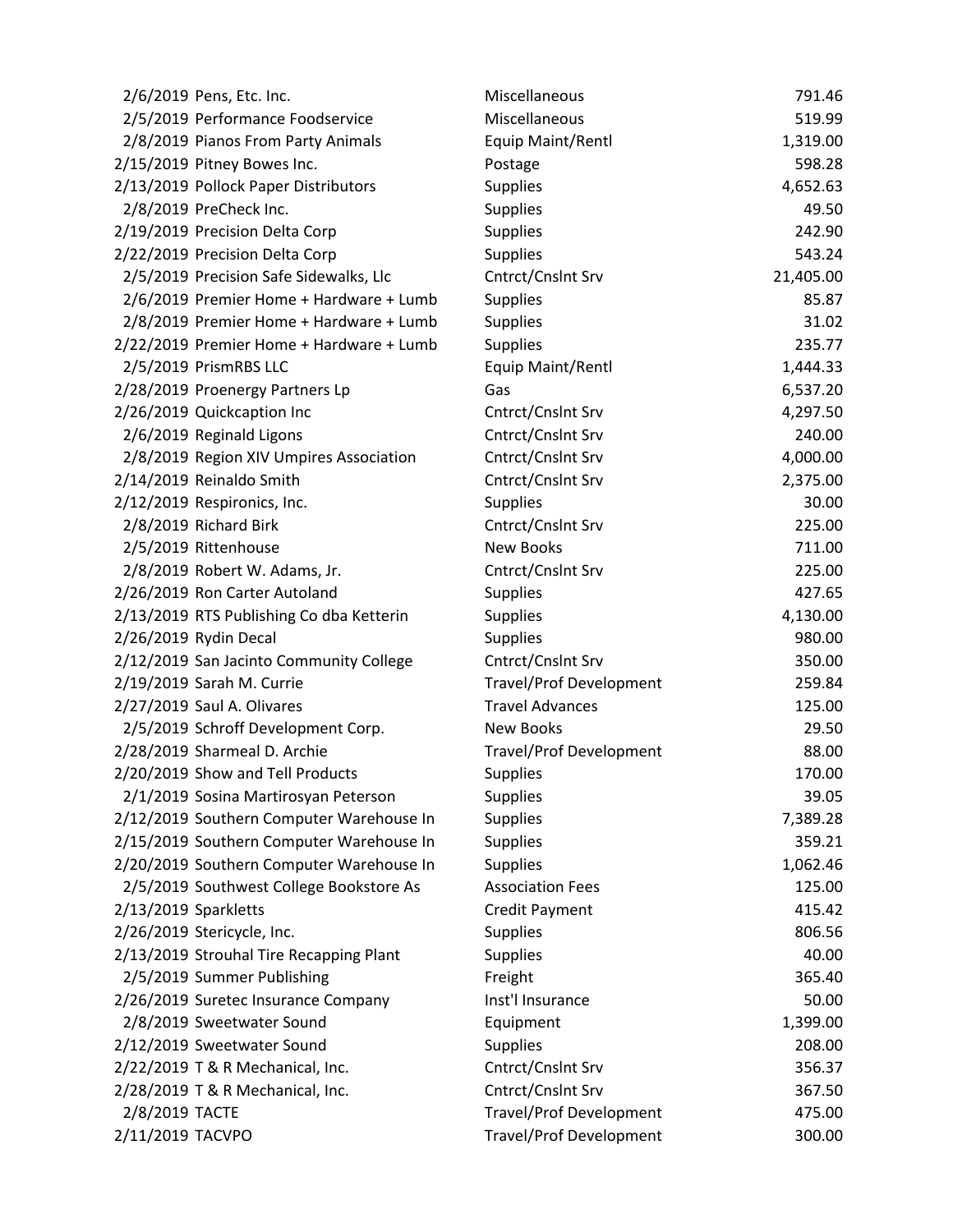| | | | |
|---|---|---|---|
| 2/6/2019 | Pens, Etc. Inc. | Miscellaneous | 791.46 |
| 2/5/2019 | Performance Foodservice | Miscellaneous | 519.99 |
| 2/8/2019 | Pianos From Party Animals | Equip Maint/Rentl | 1,319.00 |
| 2/15/2019 | Pitney Bowes Inc. | Postage | 598.28 |
| 2/13/2019 | Pollock Paper Distributors | Supplies | 4,652.63 |
| 2/8/2019 | PreCheck Inc. | Supplies | 49.50 |
| 2/19/2019 | Precision Delta Corp | Supplies | 242.90 |
| 2/22/2019 | Precision Delta Corp | Supplies | 543.24 |
| 2/5/2019 | Precision Safe Sidewalks, Llc | Cntrct/Cnslnt Srv | 21,405.00 |
| 2/6/2019 | Premier Home + Hardware + Lumb | Supplies | 85.87 |
| 2/8/2019 | Premier Home + Hardware + Lumb | Supplies | 31.02 |
| 2/22/2019 | Premier Home + Hardware + Lumb | Supplies | 235.77 |
| 2/5/2019 | PrismRBS LLC | Equip Maint/Rentl | 1,444.33 |
| 2/28/2019 | Proenergy Partners Lp | Gas | 6,537.20 |
| 2/26/2019 | Quickcaption Inc | Cntrct/Cnslnt Srv | 4,297.50 |
| 2/6/2019 | Reginald Ligons | Cntrct/Cnslnt Srv | 240.00 |
| 2/8/2019 | Region XIV Umpires Association | Cntrct/Cnslnt Srv | 4,000.00 |
| 2/14/2019 | Reinaldo Smith | Cntrct/Cnslnt Srv | 2,375.00 |
| 2/12/2019 | Respironics, Inc. | Supplies | 30.00 |
| 2/8/2019 | Richard Birk | Cntrct/Cnslnt Srv | 225.00 |
| 2/5/2019 | Rittenhouse | New Books | 711.00 |
| 2/8/2019 | Robert W. Adams, Jr. | Cntrct/Cnslnt Srv | 225.00 |
| 2/26/2019 | Ron Carter Autoland | Supplies | 427.65 |
| 2/13/2019 | RTS Publishing Co dba Ketterin | Supplies | 4,130.00 |
| 2/26/2019 | Rydin Decal | Supplies | 980.00 |
| 2/12/2019 | San Jacinto Community College | Cntrct/Cnslnt Srv | 350.00 |
| 2/19/2019 | Sarah M. Currie | Travel/Prof Development | 259.84 |
| 2/27/2019 | Saul A. Olivares | Travel Advances | 125.00 |
| 2/5/2019 | Schroff Development Corp. | New Books | 29.50 |
| 2/28/2019 | Sharmeal D. Archie | Travel/Prof Development | 88.00 |
| 2/20/2019 | Show and Tell Products | Supplies | 170.00 |
| 2/1/2019 | Sosina Martirosyan Peterson | Supplies | 39.05 |
| 2/12/2019 | Southern Computer Warehouse In | Supplies | 7,389.28 |
| 2/15/2019 | Southern Computer Warehouse In | Supplies | 359.21 |
| 2/20/2019 | Southern Computer Warehouse In | Supplies | 1,062.46 |
| 2/5/2019 | Southwest College Bookstore As | Association Fees | 125.00 |
| 2/13/2019 | Sparkletts | Credit Payment | 415.42 |
| 2/26/2019 | Stericycle, Inc. | Supplies | 806.56 |
| 2/13/2019 | Strouhal Tire Recapping Plant | Supplies | 40.00 |
| 2/5/2019 | Summer Publishing | Freight | 365.40 |
| 2/26/2019 | Suretec Insurance Company | Inst'l Insurance | 50.00 |
| 2/8/2019 | Sweetwater Sound | Equipment | 1,399.00 |
| 2/12/2019 | Sweetwater Sound | Supplies | 208.00 |
| 2/22/2019 | T & R Mechanical, Inc. | Cntrct/Cnslnt Srv | 356.37 |
| 2/28/2019 | T & R Mechanical, Inc. | Cntrct/Cnslnt Srv | 367.50 |
| 2/8/2019 | TACTE | Travel/Prof Development | 475.00 |
| 2/11/2019 | TACVPO | Travel/Prof Development | 300.00 |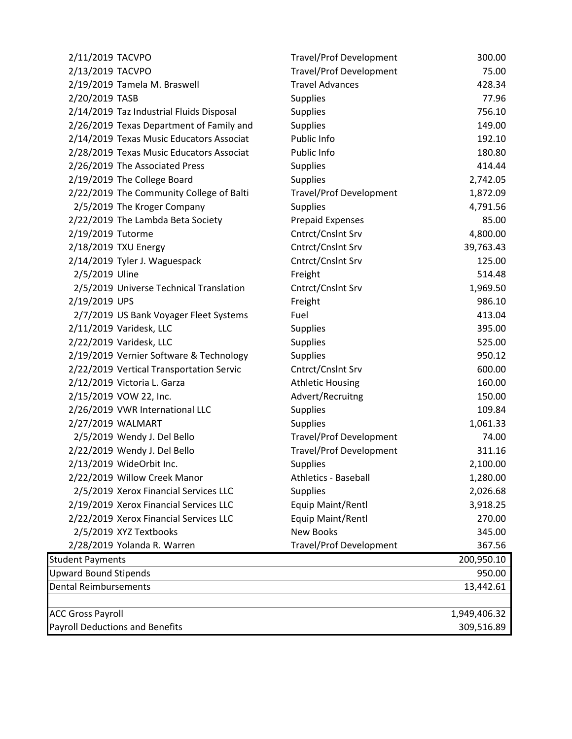| | | | |
|---|---|---|---|
| 2/11/2019 | TACVPO | Travel/Prof Development | 300.00 |
| 2/13/2019 | TACVPO | Travel/Prof Development | 75.00 |
| 2/19/2019 | Tamela M. Braswell | Travel Advances | 428.34 |
| 2/20/2019 | TASB | Supplies | 77.96 |
| 2/14/2019 | Taz Industrial Fluids Disposal | Supplies | 756.10 |
| 2/26/2019 | Texas Department of Family and | Supplies | 149.00 |
| 2/14/2019 | Texas Music Educators Associat | Public Info | 192.10 |
| 2/28/2019 | Texas Music Educators Associat | Public Info | 180.80 |
| 2/26/2019 | The Associated Press | Supplies | 414.44 |
| 2/19/2019 | The College Board | Supplies | 2,742.05 |
| 2/22/2019 | The Community College of Balti | Travel/Prof Development | 1,872.09 |
| 2/5/2019 | The Kroger Company | Supplies | 4,791.56 |
| 2/22/2019 | The Lambda Beta Society | Prepaid Expenses | 85.00 |
| 2/19/2019 | Tutorme | Cntrct/Cnslnt Srv | 4,800.00 |
| 2/18/2019 | TXU Energy | Cntrct/Cnslnt Srv | 39,763.43 |
| 2/14/2019 | Tyler J. Waguespack | Cntrct/Cnslnt Srv | 125.00 |
| 2/5/2019 | Uline | Freight | 514.48 |
| 2/5/2019 | Universe Technical Translation | Cntrct/Cnslnt Srv | 1,969.50 |
| 2/19/2019 | UPS | Freight | 986.10 |
| 2/7/2019 | US Bank Voyager Fleet Systems | Fuel | 413.04 |
| 2/11/2019 | Varidesk, LLC | Supplies | 395.00 |
| 2/22/2019 | Varidesk, LLC | Supplies | 525.00 |
| 2/19/2019 | Vernier Software & Technology | Supplies | 950.12 |
| 2/22/2019 | Vertical Transportation Servic | Cntrct/Cnslnt Srv | 600.00 |
| 2/12/2019 | Victoria L. Garza | Athletic Housing | 160.00 |
| 2/15/2019 | VOW 22, Inc. | Advert/Recruitng | 150.00 |
| 2/26/2019 | VWR International LLC | Supplies | 109.84 |
| 2/27/2019 | WALMART | Supplies | 1,061.33 |
| 2/5/2019 | Wendy J. Del Bello | Travel/Prof Development | 74.00 |
| 2/22/2019 | Wendy J. Del Bello | Travel/Prof Development | 311.16 |
| 2/13/2019 | WideOrbit Inc. | Supplies | 2,100.00 |
| 2/22/2019 | Willow Creek Manor | Athletics - Baseball | 1,280.00 |
| 2/5/2019 | Xerox Financial Services LLC | Supplies | 2,026.68 |
| 2/19/2019 | Xerox Financial Services LLC | Equip Maint/Rentl | 3,918.25 |
| 2/22/2019 | Xerox Financial Services LLC | Equip Maint/Rentl | 270.00 |
| 2/5/2019 | XYZ Textbooks | New Books | 345.00 |
| 2/28/2019 | Yolanda R. Warren | Travel/Prof Development | 367.56 |

| | |
|---|---|
| Student Payments | 200,950.10 |
| Upward Bound Stipends | 950.00 |
| Dental Reimbursements | 13,442.61 |
| | |
| ACC Gross Payroll | 1,949,406.32 |
| Payroll Deductions and Benefits | 309,516.89 |